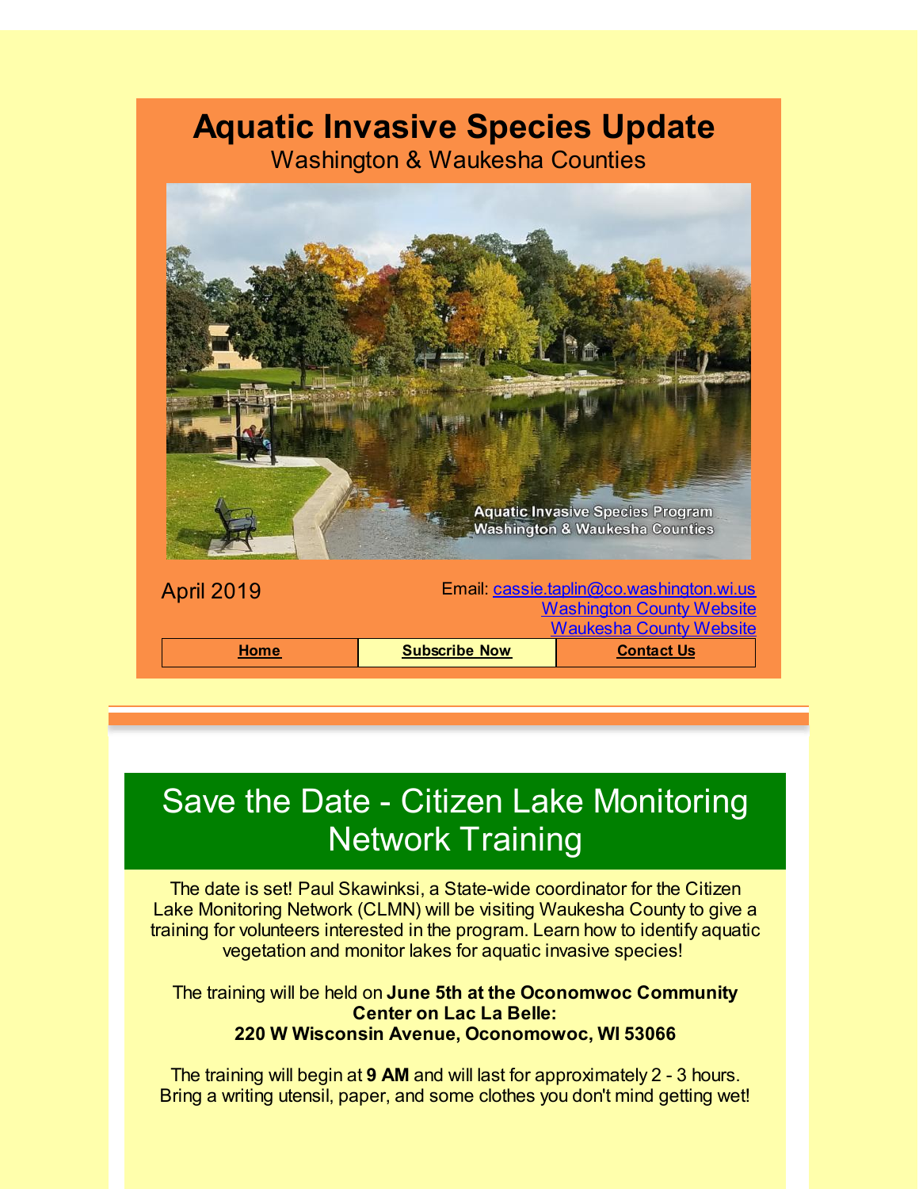# Aquatic Invasive Species Update

Washington & Waukesha Counties

April 2019

Email: cassie.taplin@co.washington.wi.us
Washington County Website
Waukesha County Website

| Home | Subscribe Now | Contact Us |
| --- | --- | --- |

## Save the Date - Citizen Lake Monitoring Network Training

The date is set! Paul Skawinksi, a State-wide coordinator for the Citizen Lake Monitoring Network (CLMN) will be visiting Waukesha County to give a training for volunteers interested in the program. Learn how to identify aquatic vegetation and monitor lakes for aquatic invasive species!

The training will be held on **June 5th at the Oconomwoc Community Center on Lac La Belle:**
**220 W Wisconsin Avenue, Oconomowoc, WI 53066**

The training will begin at **9 AM** and will last for approximately 2 - 3 hours. Bring a writing utensil, paper, and some clothes you don't mind getting wet!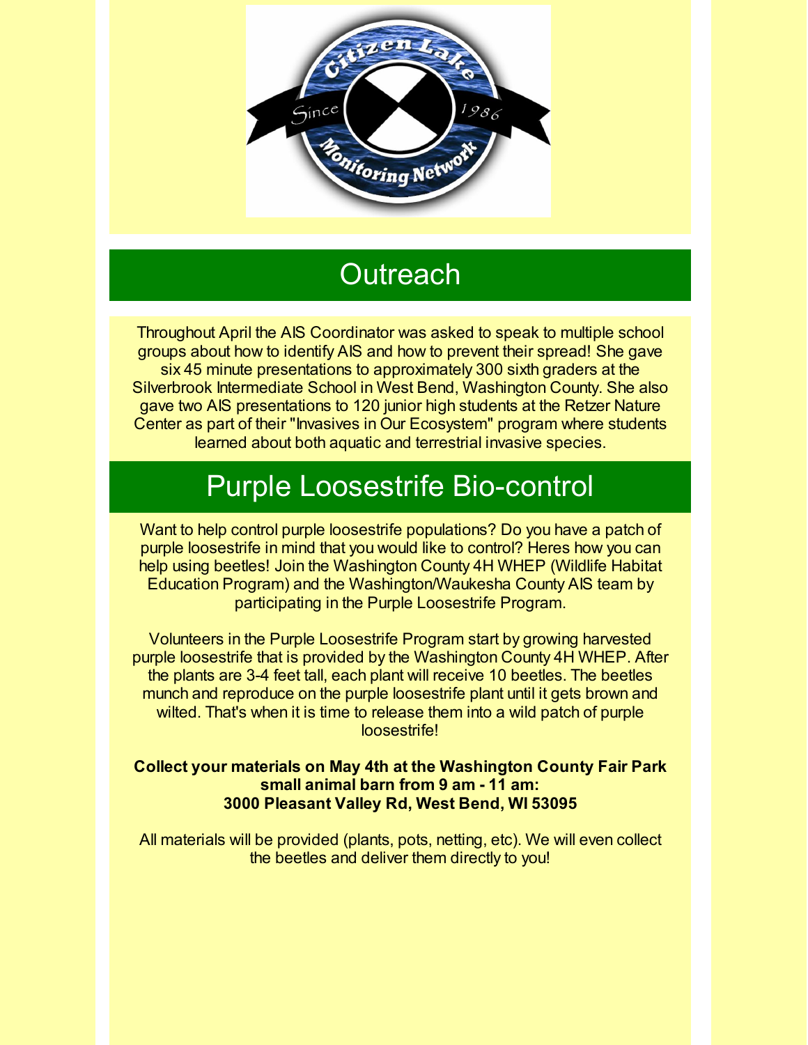## Outreach

Throughout April the AIS Coordinator was asked to speak to multiple school groups about how to identify AIS and how to prevent their spread! She gave six 45 minute presentations to approximately 300 sixth graders at the Silverbrook Intermediate School in West Bend, Washington County. She also gave two AIS presentations to 120 junior high students at the Retzer Nature Center as part of their "Invasives in Our Ecosystem" program where students learned about both aquatic and terrestrial invasive species.

## Purple Loosestrife Bio-control

Want to help control purple loosestrife populations? Do you have a patch of purple loosestrife in mind that you would like to control? Heres how you can help using beetles! Join the Washington County 4H WHEP (Wildlife Habitat Education Program) and the Washington/Waukesha County AIS team by participating in the Purple Loosestrife Program.

Volunteers in the Purple Loosestrife Program start by growing harvested purple loosestrife that is provided by the Washington County 4H WHEP. After the plants are 3-4 feet tall, each plant will receive 10 beetles. The beetles munch and reproduce on the purple loosestrife plant until it gets brown and wilted. That's when it is time to release them into a wild patch of purple loosestrife!

**Collect your materials on May 4th at the Washington County Fair Park small animal barn from 9 am - 11 am:**
**3000 Pleasant Valley Rd, West Bend, WI 53095**

All materials will be provided (plants, pots, netting, etc). We will even collect the beetles and deliver them directly to you!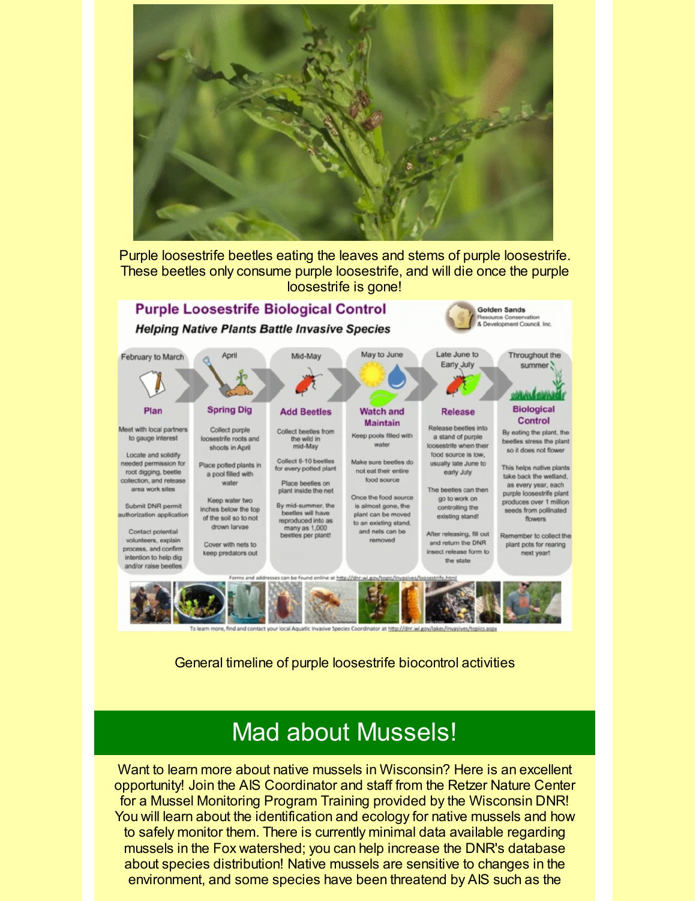Purple loosestrife beetles eating the leaves and stems of purple loosestrife. These beetles only consume purple loosestrife, and will die once the purple loosestrife is gone!

## Purple Loosestrife Biological Control

***Helping Native Plants Battle Invasive Species***

Golden Sands Resource Conservation & Development Council, Inc.

| February to March | April | Mid-May | May to June | Late June to Early July | Throughout the summer |
|---|---|---|---|---|---|
| **Plan** | **Spring Dig** | **Add Beetles** | **Watch and Maintain** | **Release** | **Biological Control** |
| Meet with local partners to gauge interest<br><br>Locate and solidify needed permission for root digging, beetle collection, and release area work sites<br><br>Submit DNR permit authorization application<br><br>Contact potential volunteers, explain process, and confirm intention to help dig and/or raise beetles | Collect purple loosestrife roots and shoots in April<br><br>Place potted plants in a pool filled with water<br><br>Keep water two inches below the top of the soil so to not drown larvae<br><br>Cover with nets to keep predators out | Collect beetles from the wild in mid-May<br><br>Collect 8-10 beetles for every potted plant<br><br>Place beetles on plant inside the net<br><br>By mid-summer, the beetles will have reproduced into as many as 1,000 beetles per plant! | Keep pools filled with water<br><br>Make sure beetles do not eat their entire food source<br><br>Once the food source is almost gone, the plant can be moved to an existing stand, and nets can be removed | Release beetles into a stand of purple loosestrife when their food source is low, usually late June to early July<br><br>The beetles can then go to work on controlling the existing stand!<br><br>After releasing, fill out and return the DNR insect release form to the state | By eating the plant, the beetles stress the plant so it does not flower<br><br>This helps native plants take back the wetland, as every year, each purple loosestrife plant produces over 1 million seeds from pollinated flowers<br><br>Remember to collect the plant pots for rearing next year! |

Forms and addresses can be found online at http://dnr.wi.gov/topic/invasives/loosestrife.html

To learn more, find and contact your local Aquatic Invasive Species Coordinator at http://dnr.wi.gov/lakes/invasives/topics.aspx

General timeline of purple loosestrife biocontrol activities

## Mad about Mussels!

Want to learn more about native mussels in Wisconsin? Here is an excellent opportunity! Join the AIS Coordinator and staff from the Retzer Nature Center for a Mussel Monitoring Program Training provided by the Wisconsin DNR! You will learn about the identification and ecology for native mussels and how to safely monitor them. There is currently minimal data available regarding mussels in the Fox watershed; you can help increase the DNR's database about species distribution! Native mussels are sensitive to changes in the environment, and some species have been threatend by AIS such as the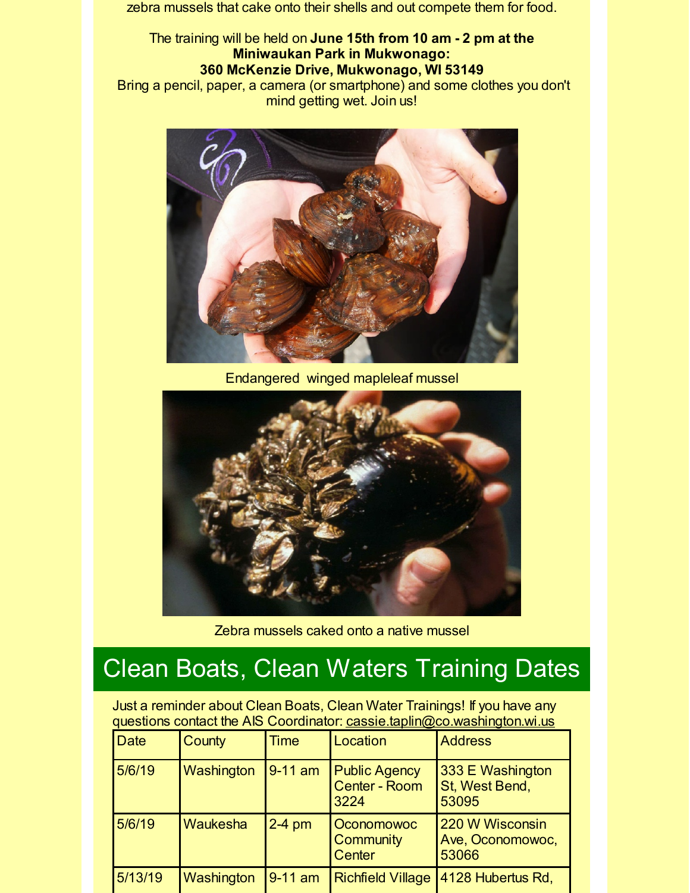zebra mussels that cake onto their shells and out compete them for food.

The training will be held on **June 15th from 10 am - 2 pm at the Miniwaukan Park in Mukwonago: 360 McKenzie Drive, Mukwonago, WI 53149**
Bring a pencil, paper, a camera (or smartphone) and some clothes you don't mind getting wet. Join us!

Endangered winged mapleleaf mussel

Zebra mussels caked onto a native mussel

## Clean Boats, Clean Waters Training Dates

Just a reminder about Clean Boats, Clean Water Trainings! If you have any questions contact the AIS Coordinator: cassie.taplin@co.washington.wi.us

| Date | County | Time | Location | Address |
|---|---|---|---|---|
| 5/6/19 | Washington | 9-11 am | Public Agency Center - Room 3224 | 333 E Washington St, West Bend, 53095 |
| 5/6/19 | Waukesha | 2-4 pm | Oconomowoc Community Center | 220 W Wisconsin Ave, Oconomowoc, 53066 |
| 5/13/19 | Washington | 9-11 am | Richfield Village | 4128 Hubertus Rd, |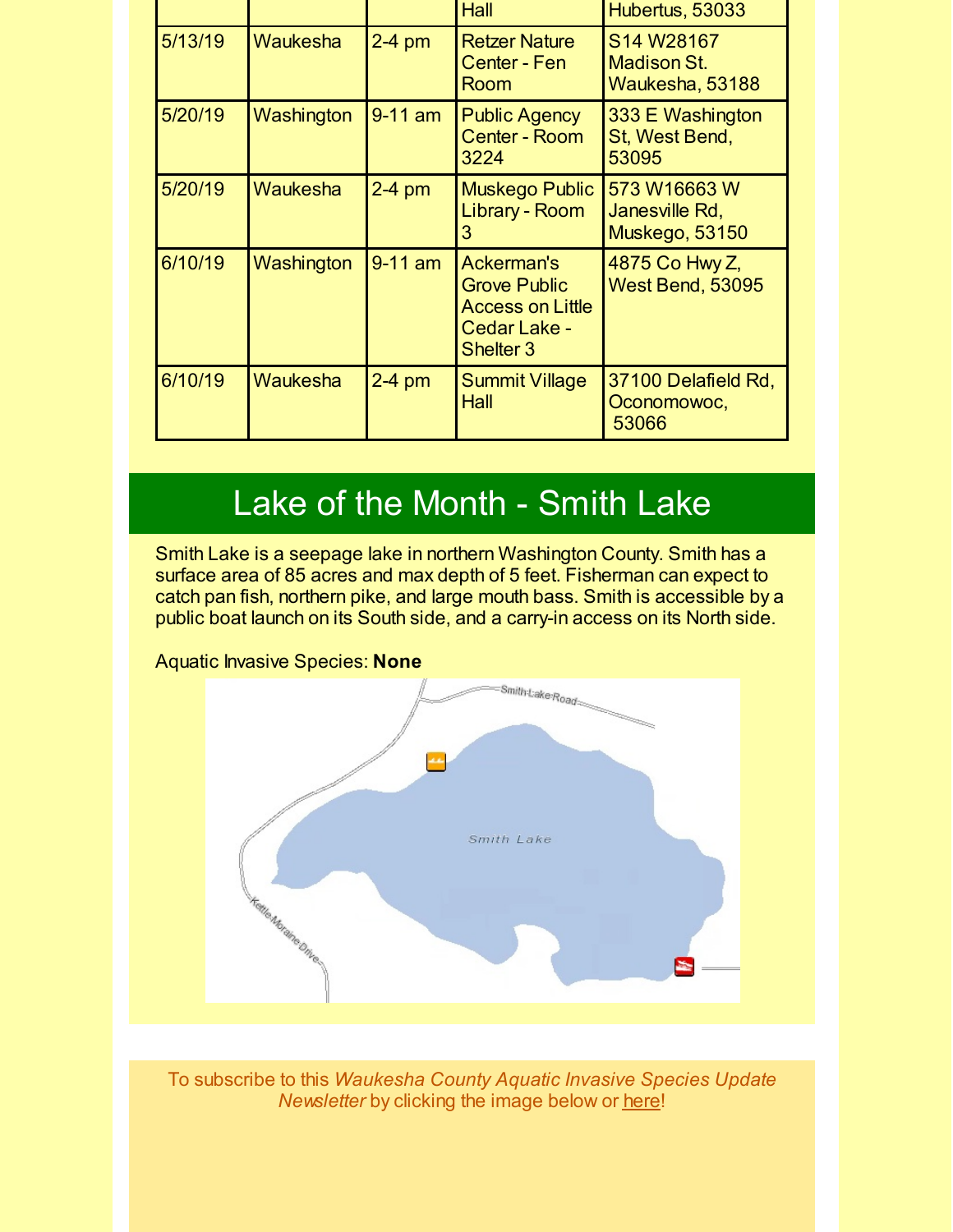| | | | Hall | Hubertus, 53033 |
|---|---|---|---|---|
| 5/13/19 | Waukesha | 2-4 pm | Retzer Nature Center - Fen Room | S14 W28167 Madison St. Waukesha, 53188 |
| 5/20/19 | Washington | 9-11 am | Public Agency Center - Room 3224 | 333 E Washington St, West Bend, 53095 |
| 5/20/19 | Waukesha | 2-4 pm | Muskego Public Library - Room 3 | 573 W16663 W Janesville Rd, Muskego, 53150 |
| 6/10/19 | Washington | 9-11 am | Ackerman's Grove Public Access on Little Cedar Lake - Shelter 3 | 4875 Co Hwy Z, West Bend, 53095 |
| 6/10/19 | Waukesha | 2-4 pm | Summit Village Hall | 37100 Delafield Rd, Oconomowoc, 53066 |

## Lake of the Month - Smith Lake

Smith Lake is a seepage lake in northern Washington County. Smith has a surface area of 85 acres and max depth of 5 feet. Fisherman can expect to catch pan fish, northern pike, and large mouth bass. Smith is accessible by a public boat launch on its South side, and a carry-in access on its North side.

Aquatic Invasive Species: **None**

To subscribe to this *Waukesha County Aquatic Invasive Species Update Newsletter* by clicking the image below or here!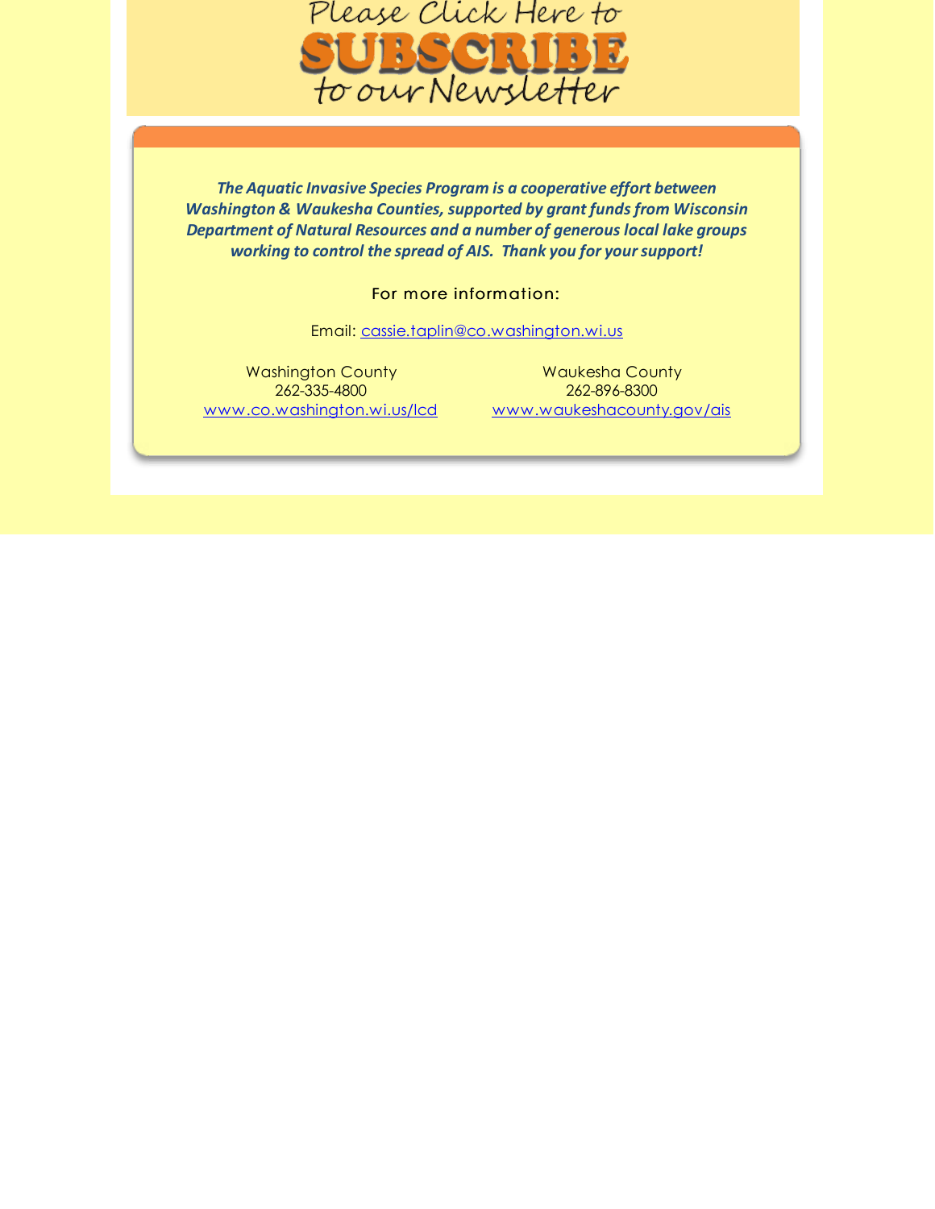Please Click Here to **SUBSCRIBE** to our Newsletter

***The Aquatic Invasive Species Program is a cooperative effort between Washington & Waukesha Counties, supported by grant funds from Wisconsin Department of Natural Resources and a number of generous local lake groups working to control the spread of AIS. Thank you for your support!***

For more information:

Email: cassie.taplin@co.washington.wi.us

Washington County
262-335-4800
www.co.washington.wi.us/lcd

Waukesha County
262-896-8300
www.waukeshacounty.gov/ais